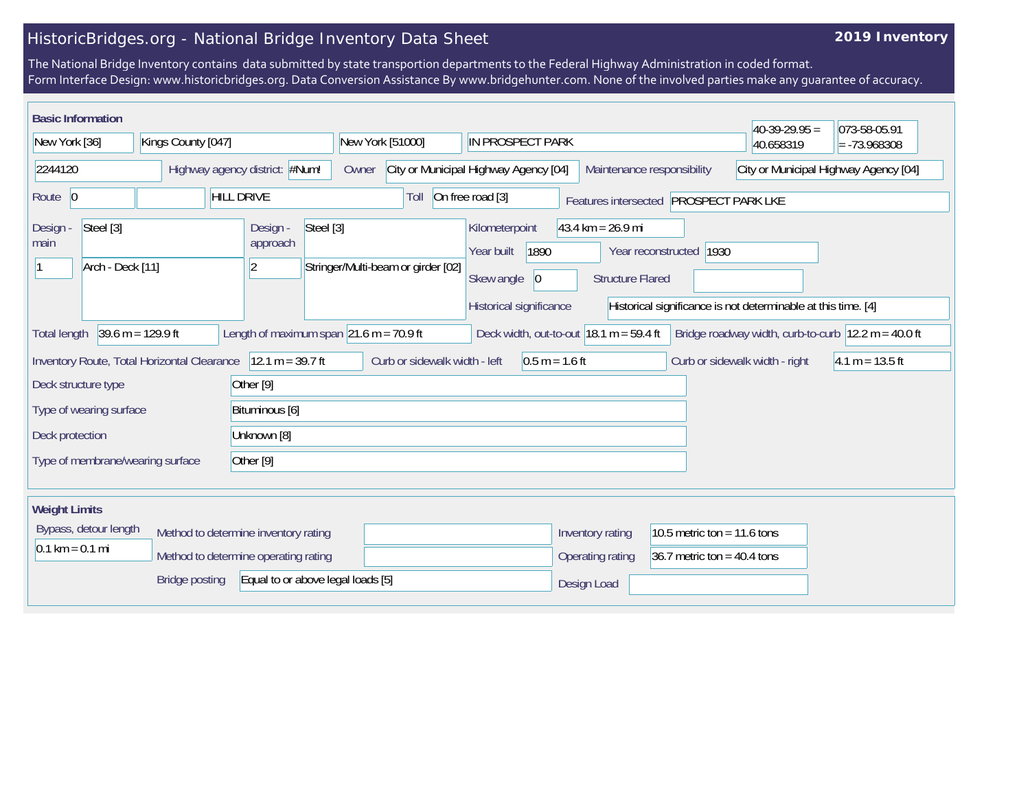# HistoricBridges.org - National Bridge Inventory Data Sheet

**2019 Inventory**

The National Bridge Inventory contains data submitted by state transportion departments to the Federal Highway Administration in coded format.
Form Interface Design: www.historicbridges.org. Data Conversion Assistance By www.bridgehunter.com. None of the involved parties make any guarantee of accuracy.

## Basic Information

New York [36] | Kings County [047] | New York [51000] | IN PROSPECT PARK | 40-39-29.95 = 40.658319 | 073-58-05.91 = -73.968308

2244120 | Highway agency district: #Num! | Owner: City or Municipal Highway Agency [04] | Maintenance responsibility: City or Municipal Highway Agency [04]

Route: 0 | HILL DRIVE | Toll: On free road [3] | Features intersected: PROSPECT PARK LKE

| Field | Value |
|---|---|
| Design - main | Steel [3] |
| Main spans | 1 — Arch - Deck [11] |
| Design - approach | Steel [3] |
| Approach spans | 2 — Stringer/Multi-beam or girder [02] |
| Kilometerpoint | 43.4 km = 26.9 mi |
| Year built | 1890 |
| Year reconstructed | 1930 |
| Skew angle | 0 |
| Structure Flared | |
| Historical significance | Historical significance is not determinable at this time. [4] |
| Total length | 39.6 m = 129.9 ft |
| Length of maximum span | 21.6 m = 70.9 ft |
| Deck width, out-to-out | 18.1 m = 59.4 ft |
| Bridge roadway width, curb-to-curb | 12.2 m = 40.0 ft |
| Inventory Route, Total Horizontal Clearance | 12.1 m = 39.7 ft |
| Curb or sidewalk width - left | 0.5 m = 1.6 ft |
| Curb or sidewalk width - right | 4.1 m = 13.5 ft |
| Deck structure type | Other [9] |
| Type of wearing surface | Bituminous [6] |
| Deck protection | Unknown [8] |
| Type of membrane/wearing surface | Other [9] |

## Weight Limits

| Field | Value |
|---|---|
| Bypass, detour length | 0.1 km = 0.1 mi |
| Method to determine inventory rating | |
| Method to determine operating rating | |
| Bridge posting | Equal to or above legal loads [5] |
| Inventory rating | 10.5 metric ton = 11.6 tons |
| Operating rating | 36.7 metric ton = 40.4 tons |
| Design Load | |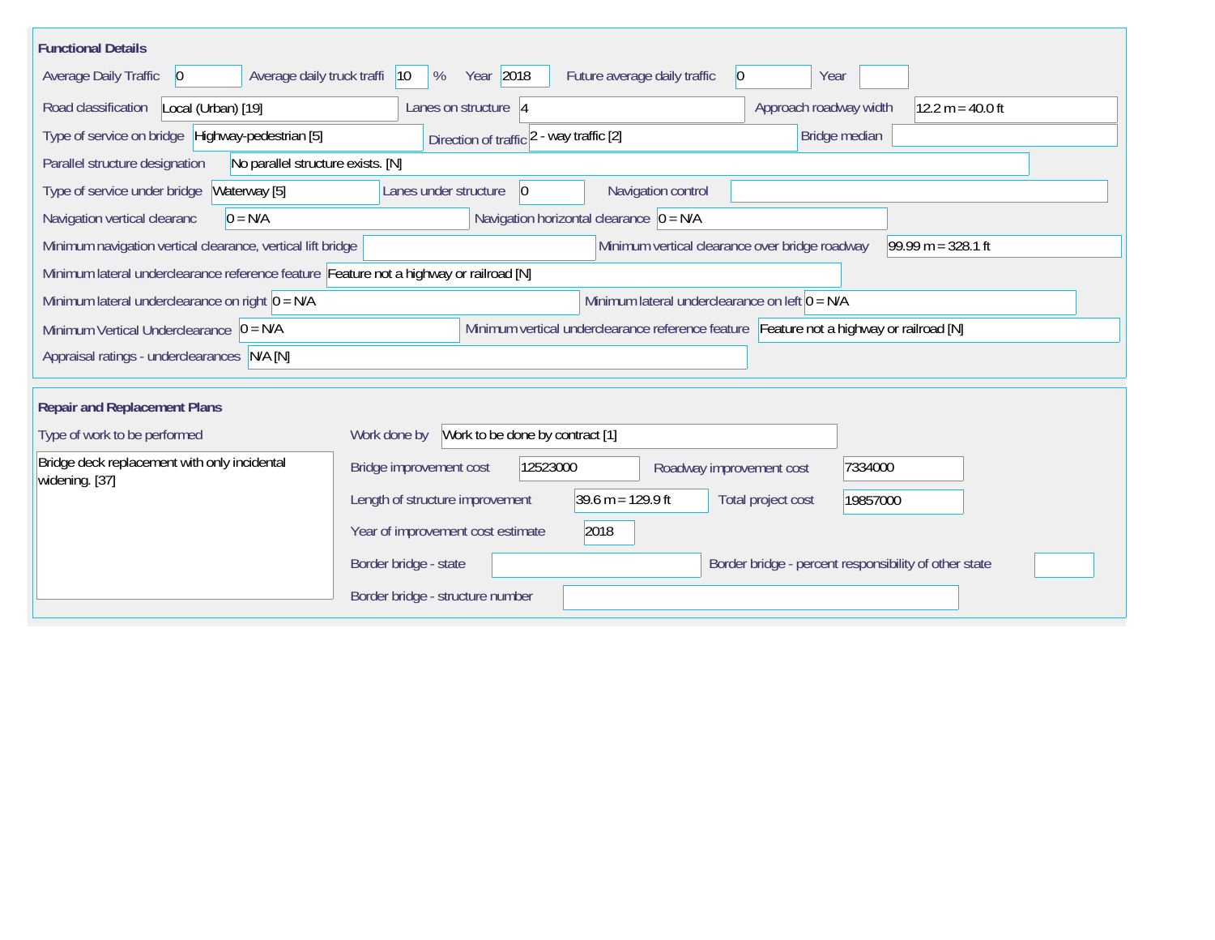## Functional Details

| Field | Value |
| --- | --- |
| Average Daily Traffic | 0 |
| Average daily truck traffi | 10 % |
| Year | 2018 |
| Future average daily traffic | 0 |
| Year | |
| Road classification | Local (Urban) [19] |
| Lanes on structure | 4 |
| Approach roadway width | 12.2 m = 40.0 ft |
| Type of service on bridge | Highway-pedestrian [5] |
| Direction of traffic | 2 - way traffic [2] |
| Bridge median | |
| Parallel structure designation | No parallel structure exists. [N] |
| Type of service under bridge | Waterway [5] |
| Lanes under structure | 0 |
| Navigation control | |
| Navigation vertical clearanc | 0 = N/A |
| Navigation horizontal clearance | 0 = N/A |
| Minimum navigation vertical clearance, vertical lift bridge | |
| Minimum vertical clearance over bridge roadway | 99.99 m = 328.1 ft |
| Minimum lateral underclearance reference feature | Feature not a highway or railroad [N] |
| Minimum lateral underclearance on right | 0 = N/A |
| Minimum lateral underclearance on left | 0 = N/A |
| Minimum Vertical Underclearance | 0 = N/A |
| Minimum vertical underclearance reference feature | Feature not a highway or railroad [N] |
| Appraisal ratings - underclearances | N/A [N] |

## Repair and Replacement Plans

| Field | Value |
| --- | --- |
| Type of work to be performed | Bridge deck replacement with only incidental widening. [37] |
| Work done by | Work to be done by contract [1] |
| Bridge improvement cost | 12523000 |
| Roadway improvement cost | 7334000 |
| Length of structure improvement | 39.6 m = 129.9 ft |
| Total project cost | 19857000 |
| Year of improvement cost estimate | 2018 |
| Border bridge - state | |
| Border bridge - percent responsibility of other state | |
| Border bridge - structure number | |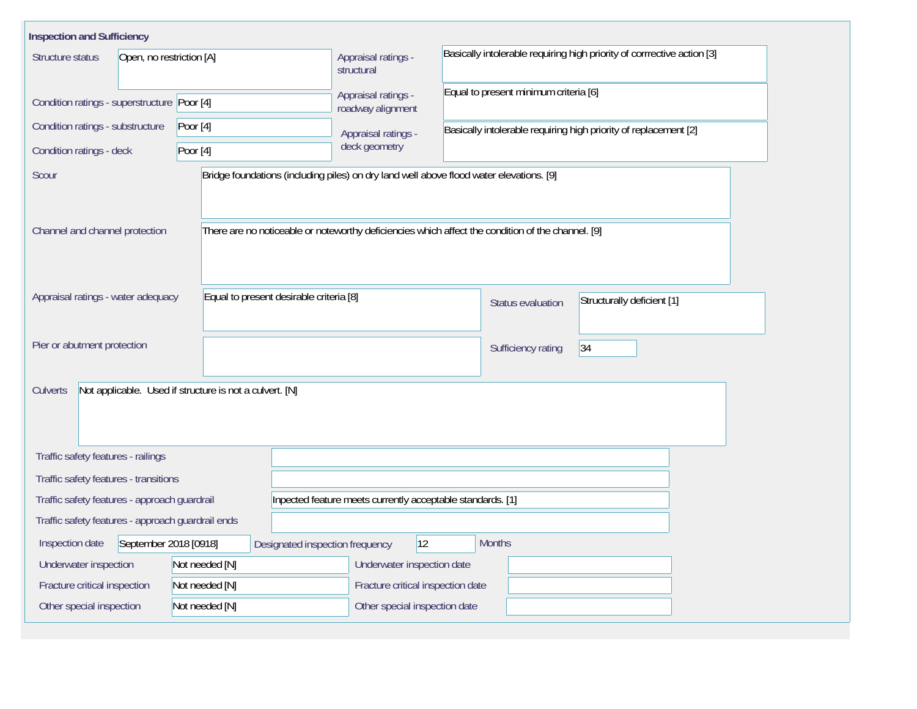## Inspection and Sufficiency

| Field | Value |
|---|---|
| Structure status | Open, no restriction [A] |
| Condition ratings - superstructure | Poor [4] |
| Condition ratings - substructure | Poor [4] |
| Condition ratings - deck | Poor [4] |
| Appraisal ratings - structural | Basically intolerable requiring high priority of corrrective action [3] |
| Appraisal ratings - roadway alignment | Equal to present minimum criteria [6] |
| Appraisal ratings - deck geometry | Basically intolerable requiring high priority of replacement [2] |
| Scour | Bridge foundations (including piles) on dry land well above flood water elevations. [9] |
| Channel and channel protection | There are no noticeable or noteworthy deficiencies which affect the condition of the channel. [9] |
| Appraisal ratings - water adequacy | Equal to present desirable criteria [8] |
| Pier or abutment protection | |
| Status evaluation | Structurally deficient [1] |
| Sufficiency rating | 34 |
| Culverts | Not applicable. Used if structure is not a culvert. [N] |
| Traffic safety features - railings | |
| Traffic safety features - transitions | |
| Traffic safety features - approach guardrail | Inpected feature meets currently acceptable standards. [1] |
| Traffic safety features - approach guardrail ends | |
| Inspection date | September 2018 [0918] |
| Designated inspection frequency | 12 Months |
| Underwater inspection | Not needed [N] |
| Underwater inspection date | |
| Fracture critical inspection | Not needed [N] |
| Fracture critical inspection date | |
| Other special inspection | Not needed [N] |
| Other special inspection date | |